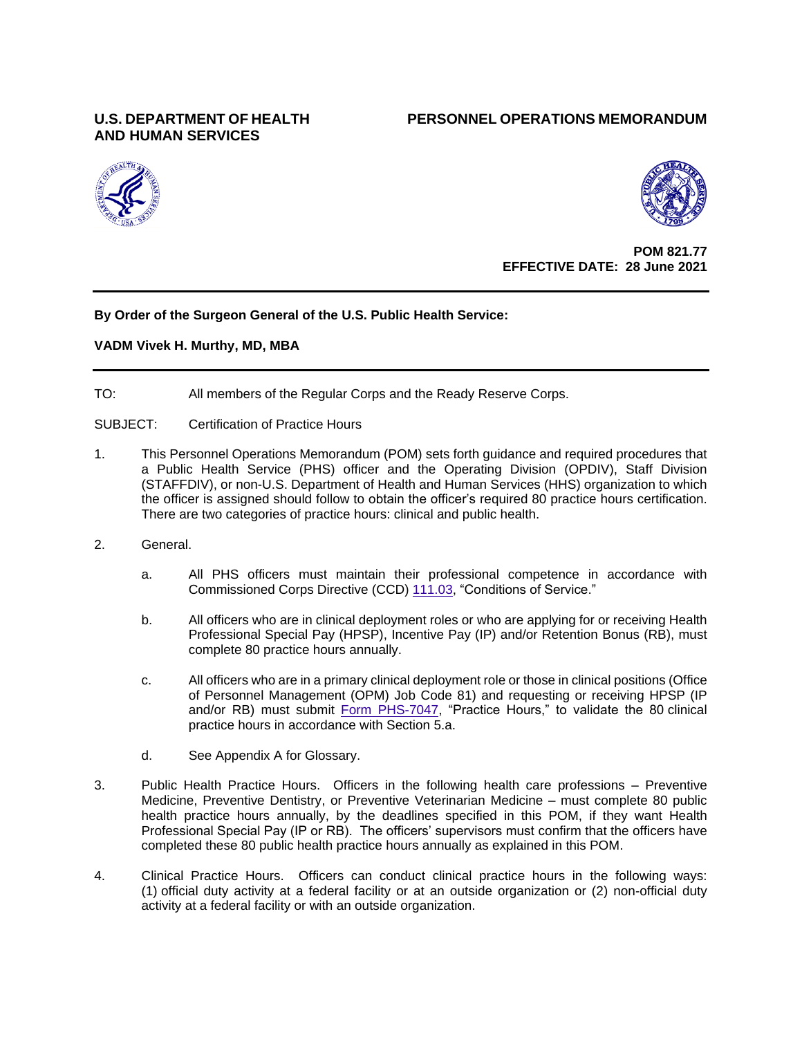**U.S. DEPARTMENT OF HEALTH AND HUMAN SERVICES**

**PERSONNEL OPERATIONS MEMORANDUM**

**POM 821.77**
**EFFECTIVE DATE: 28 June 2021**

---

**By Order of the Surgeon General of the U.S. Public Health Service:**

**VADM Vivek H. Murthy, MD, MBA**

---

TO: All members of the Regular Corps and the Ready Reserve Corps.

SUBJECT: Certification of Practice Hours

1. This Personnel Operations Memorandum (POM) sets forth guidance and required procedures that a Public Health Service (PHS) officer and the Operating Division (OPDIV), Staff Division (STAFFDIV), or non-U.S. Department of Health and Human Services (HHS) organization to which the officer is assigned should follow to obtain the officer's required 80 practice hours certification. There are two categories of practice hours: clinical and public health.

2. General.

   a. All PHS officers must maintain their professional competence in accordance with Commissioned Corps Directive (CCD) 111.03, "Conditions of Service."

   b. All officers who are in clinical deployment roles or who are applying for or receiving Health Professional Special Pay (HPSP), Incentive Pay (IP) and/or Retention Bonus (RB), must complete 80 practice hours annually.

   c. All officers who are in a primary clinical deployment role or those in clinical positions (Office of Personnel Management (OPM) Job Code 81) and requesting or receiving HPSP (IP and/or RB) must submit Form PHS-7047, "Practice Hours," to validate the 80 clinical practice hours in accordance with Section 5.a.

   d. See Appendix A for Glossary.

3. Public Health Practice Hours. Officers in the following health care professions – Preventive Medicine, Preventive Dentistry, or Preventive Veterinarian Medicine – must complete 80 public health practice hours annually, by the deadlines specified in this POM, if they want Health Professional Special Pay (IP or RB). The officers' supervisors must confirm that the officers have completed these 80 public health practice hours annually as explained in this POM.

4. Clinical Practice Hours. Officers can conduct clinical practice hours in the following ways: (1) official duty activity at a federal facility or at an outside organization or (2) non-official duty activity at a federal facility or with an outside organization.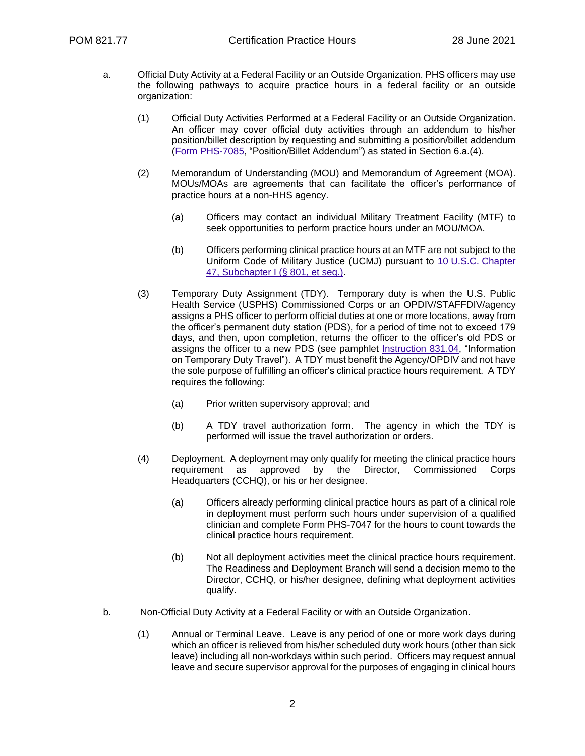a. Official Duty Activity at a Federal Facility or an Outside Organization. PHS officers may use the following pathways to acquire practice hours in a federal facility or an outside organization:

   (1) Official Duty Activities Performed at a Federal Facility or an Outside Organization. An officer may cover official duty activities through an addendum to his/her position/billet description by requesting and submitting a position/billet addendum (Form PHS-7085, "Position/Billet Addendum") as stated in Section 6.a.(4).

   (2) Memorandum of Understanding (MOU) and Memorandum of Agreement (MOA). MOUs/MOAs are agreements that can facilitate the officer's performance of practice hours at a non-HHS agency.

      (a) Officers may contact an individual Military Treatment Facility (MTF) to seek opportunities to perform practice hours under an MOU/MOA.

      (b) Officers performing clinical practice hours at an MTF are not subject to the Uniform Code of Military Justice (UCMJ) pursuant to 10 U.S.C. Chapter 47, Subchapter I (§ 801, et seq.).

   (3) Temporary Duty Assignment (TDY). Temporary duty is when the U.S. Public Health Service (USPHS) Commissioned Corps or an OPDIV/STAFFDIV/agency assigns a PHS officer to perform official duties at one or more locations, away from the officer's permanent duty station (PDS), for a period of time not to exceed 179 days, and then, upon completion, returns the officer to the officer's old PDS or assigns the officer to a new PDS (see pamphlet Instruction 831.04, "Information on Temporary Duty Travel"). A TDY must benefit the Agency/OPDIV and not have the sole purpose of fulfilling an officer's clinical practice hours requirement. A TDY requires the following:

      (a) Prior written supervisory approval; and

      (b) A TDY travel authorization form. The agency in which the TDY is performed will issue the travel authorization or orders.

   (4) Deployment. A deployment may only qualify for meeting the clinical practice hours requirement as approved by the Director, Commissioned Corps Headquarters (CCHQ), or his or her designee.

      (a) Officers already performing clinical practice hours as part of a clinical role in deployment must perform such hours under supervision of a qualified clinician and complete Form PHS-7047 for the hours to count towards the clinical practice hours requirement.

      (b) Not all deployment activities meet the clinical practice hours requirement. The Readiness and Deployment Branch will send a decision memo to the Director, CCHQ, or his/her designee, defining what deployment activities qualify.

b. Non-Official Duty Activity at a Federal Facility or with an Outside Organization.

   (1) Annual or Terminal Leave. Leave is any period of one or more work days during which an officer is relieved from his/her scheduled duty work hours (other than sick leave) including all non-workdays within such period. Officers may request annual leave and secure supervisor approval for the purposes of engaging in clinical hours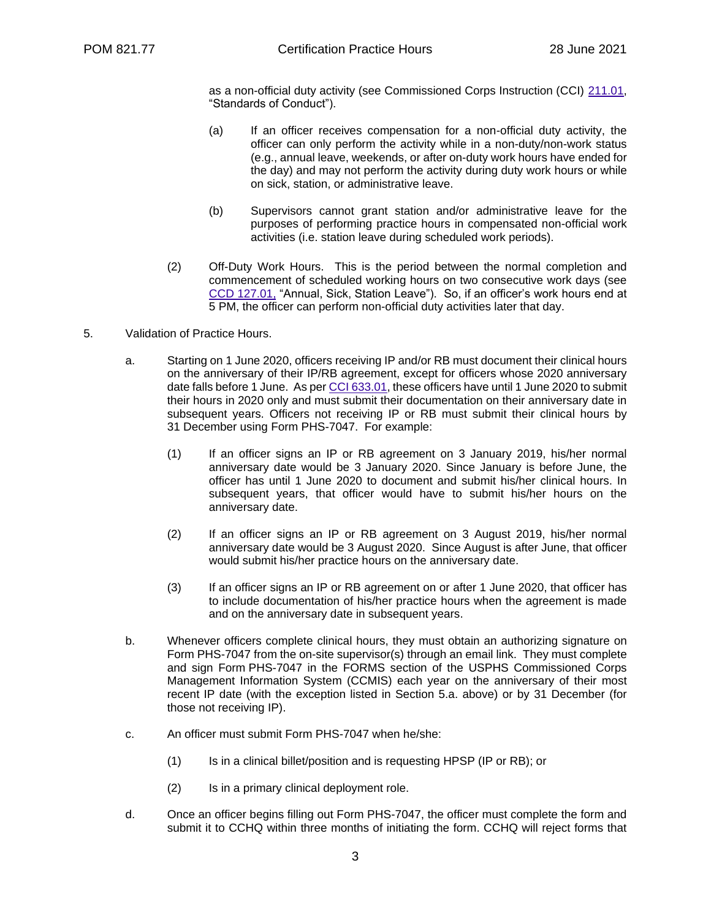as a non-official duty activity (see Commissioned Corps Instruction (CCI) 211.01, "Standards of Conduct").

(a) If an officer receives compensation for a non-official duty activity, the officer can only perform the activity while in a non-duty/non-work status (e.g., annual leave, weekends, or after on-duty work hours have ended for the day) and may not perform the activity during duty work hours or while on sick, station, or administrative leave.

(b) Supervisors cannot grant station and/or administrative leave for the purposes of performing practice hours in compensated non-official work activities (i.e. station leave during scheduled work periods).

(2) Off-Duty Work Hours. This is the period between the normal completion and commencement of scheduled working hours on two consecutive work days (see CCD 127.01, "Annual, Sick, Station Leave"). So, if an officer's work hours end at 5 PM, the officer can perform non-official duty activities later that day.

5. Validation of Practice Hours.

a. Starting on 1 June 2020, officers receiving IP and/or RB must document their clinical hours on the anniversary of their IP/RB agreement, except for officers whose 2020 anniversary date falls before 1 June. As per CCI 633.01, these officers have until 1 June 2020 to submit their hours in 2020 only and must submit their documentation on their anniversary date in subsequent years. Officers not receiving IP or RB must submit their clinical hours by 31 December using Form PHS-7047. For example:

(1) If an officer signs an IP or RB agreement on 3 January 2019, his/her normal anniversary date would be 3 January 2020. Since January is before June, the officer has until 1 June 2020 to document and submit his/her clinical hours. In subsequent years, that officer would have to submit his/her hours on the anniversary date.

(2) If an officer signs an IP or RB agreement on 3 August 2019, his/her normal anniversary date would be 3 August 2020. Since August is after June, that officer would submit his/her practice hours on the anniversary date.

(3) If an officer signs an IP or RB agreement on or after 1 June 2020, that officer has to include documentation of his/her practice hours when the agreement is made and on the anniversary date in subsequent years.

b. Whenever officers complete clinical hours, they must obtain an authorizing signature on Form PHS-7047 from the on-site supervisor(s) through an email link. They must complete and sign Form PHS-7047 in the FORMS section of the USPHS Commissioned Corps Management Information System (CCMIS) each year on the anniversary of their most recent IP date (with the exception listed in Section 5.a. above) or by 31 December (for those not receiving IP).

c. An officer must submit Form PHS-7047 when he/she:

(1) Is in a clinical billet/position and is requesting HPSP (IP or RB); or

(2) Is in a primary clinical deployment role.

d. Once an officer begins filling out Form PHS-7047, the officer must complete the form and submit it to CCHQ within three months of initiating the form. CCHQ will reject forms that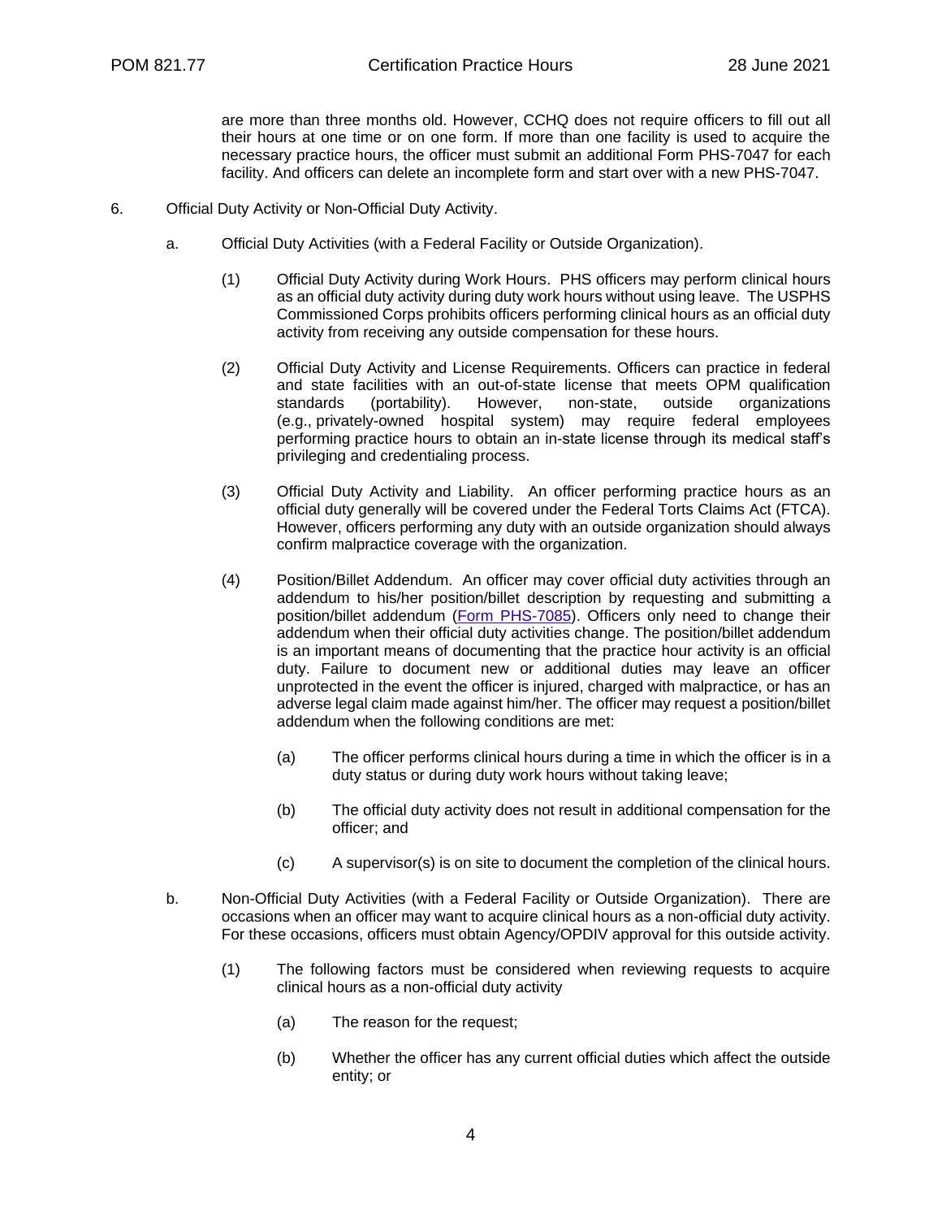are more than three months old. However, CCHQ does not require officers to fill out all their hours at one time or on one form. If more than one facility is used to acquire the necessary practice hours, the officer must submit an additional Form PHS-7047 for each facility. And officers can delete an incomplete form and start over with a new PHS-7047.

6. Official Duty Activity or Non-Official Duty Activity.

   a. Official Duty Activities (with a Federal Facility or Outside Organization).

      (1) Official Duty Activity during Work Hours. PHS officers may perform clinical hours as an official duty activity during duty work hours without using leave. The USPHS Commissioned Corps prohibits officers performing clinical hours as an official duty activity from receiving any outside compensation for these hours.

      (2) Official Duty Activity and License Requirements. Officers can practice in federal and state facilities with an out-of-state license that meets OPM qualification standards (portability). However, non-state, outside organizations (e.g., privately-owned hospital system) may require federal employees performing practice hours to obtain an in-state license through its medical staff's privileging and credentialing process.

      (3) Official Duty Activity and Liability. An officer performing practice hours as an official duty generally will be covered under the Federal Torts Claims Act (FTCA). However, officers performing any duty with an outside organization should always confirm malpractice coverage with the organization.

      (4) Position/Billet Addendum. An officer may cover official duty activities through an addendum to his/her position/billet description by requesting and submitting a position/billet addendum (Form PHS-7085). Officers only need to change their addendum when their official duty activities change. The position/billet addendum is an important means of documenting that the practice hour activity is an official duty. Failure to document new or additional duties may leave an officer unprotected in the event the officer is injured, charged with malpractice, or has an adverse legal claim made against him/her. The officer may request a position/billet addendum when the following conditions are met:

         (a) The officer performs clinical hours during a time in which the officer is in a duty status or during duty work hours without taking leave;

         (b) The official duty activity does not result in additional compensation for the officer; and

         (c) A supervisor(s) is on site to document the completion of the clinical hours.

   b. Non-Official Duty Activities (with a Federal Facility or Outside Organization). There are occasions when an officer may want to acquire clinical hours as a non-official duty activity. For these occasions, officers must obtain Agency/OPDIV approval for this outside activity.

      (1) The following factors must be considered when reviewing requests to acquire clinical hours as a non-official duty activity

         (a) The reason for the request;

         (b) Whether the officer has any current official duties which affect the outside entity; or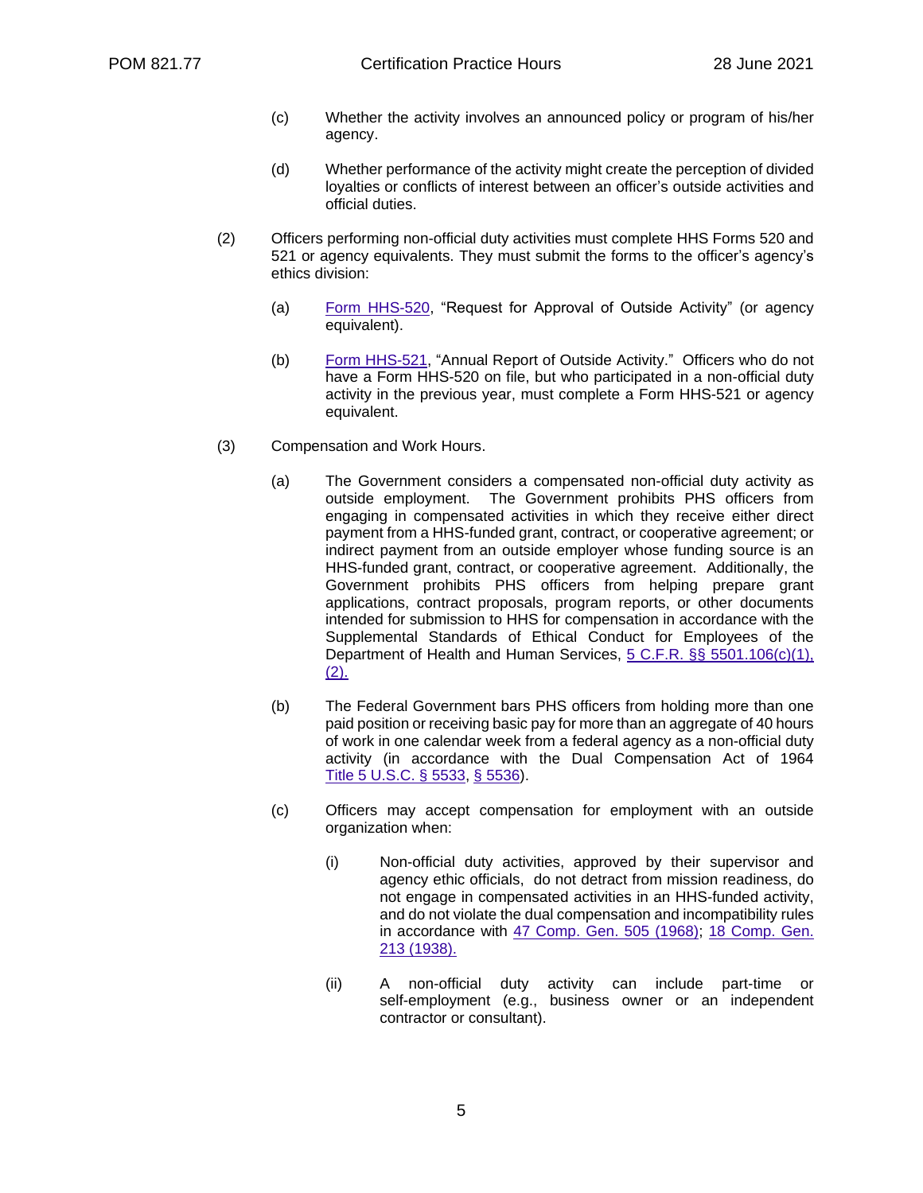(c) Whether the activity involves an announced policy or program of his/her agency.

(d) Whether performance of the activity might create the perception of divided loyalties or conflicts of interest between an officer's outside activities and official duties.

(2) Officers performing non-official duty activities must complete HHS Forms 520 and 521 or agency equivalents. They must submit the forms to the officer's agency's ethics division:

(a) Form HHS-520, "Request for Approval of Outside Activity" (or agency equivalent).

(b) Form HHS-521, "Annual Report of Outside Activity." Officers who do not have a Form HHS-520 on file, but who participated in a non-official duty activity in the previous year, must complete a Form HHS-521 or agency equivalent.

(3) Compensation and Work Hours.

(a) The Government considers a compensated non-official duty activity as outside employment. The Government prohibits PHS officers from engaging in compensated activities in which they receive either direct payment from a HHS-funded grant, contract, or cooperative agreement; or indirect payment from an outside employer whose funding source is an HHS-funded grant, contract, or cooperative agreement. Additionally, the Government prohibits PHS officers from helping prepare grant applications, contract proposals, program reports, or other documents intended for submission to HHS for compensation in accordance with the Supplemental Standards of Ethical Conduct for Employees of the Department of Health and Human Services, 5 C.F.R. §§ 5501.106(c)(1), (2).

(b) The Federal Government bars PHS officers from holding more than one paid position or receiving basic pay for more than an aggregate of 40 hours of work in one calendar week from a federal agency as a non-official duty activity (in accordance with the Dual Compensation Act of 1964 Title 5 U.S.C. § 5533, § 5536).

(c) Officers may accept compensation for employment with an outside organization when:

(i) Non-official duty activities, approved by their supervisor and agency ethic officials, do not detract from mission readiness, do not engage in compensated activities in an HHS-funded activity, and do not violate the dual compensation and incompatibility rules in accordance with 47 Comp. Gen. 505 (1968); 18 Comp. Gen. 213 (1938).

(ii) A non-official duty activity can include part-time or self-employment (e.g., business owner or an independent contractor or consultant).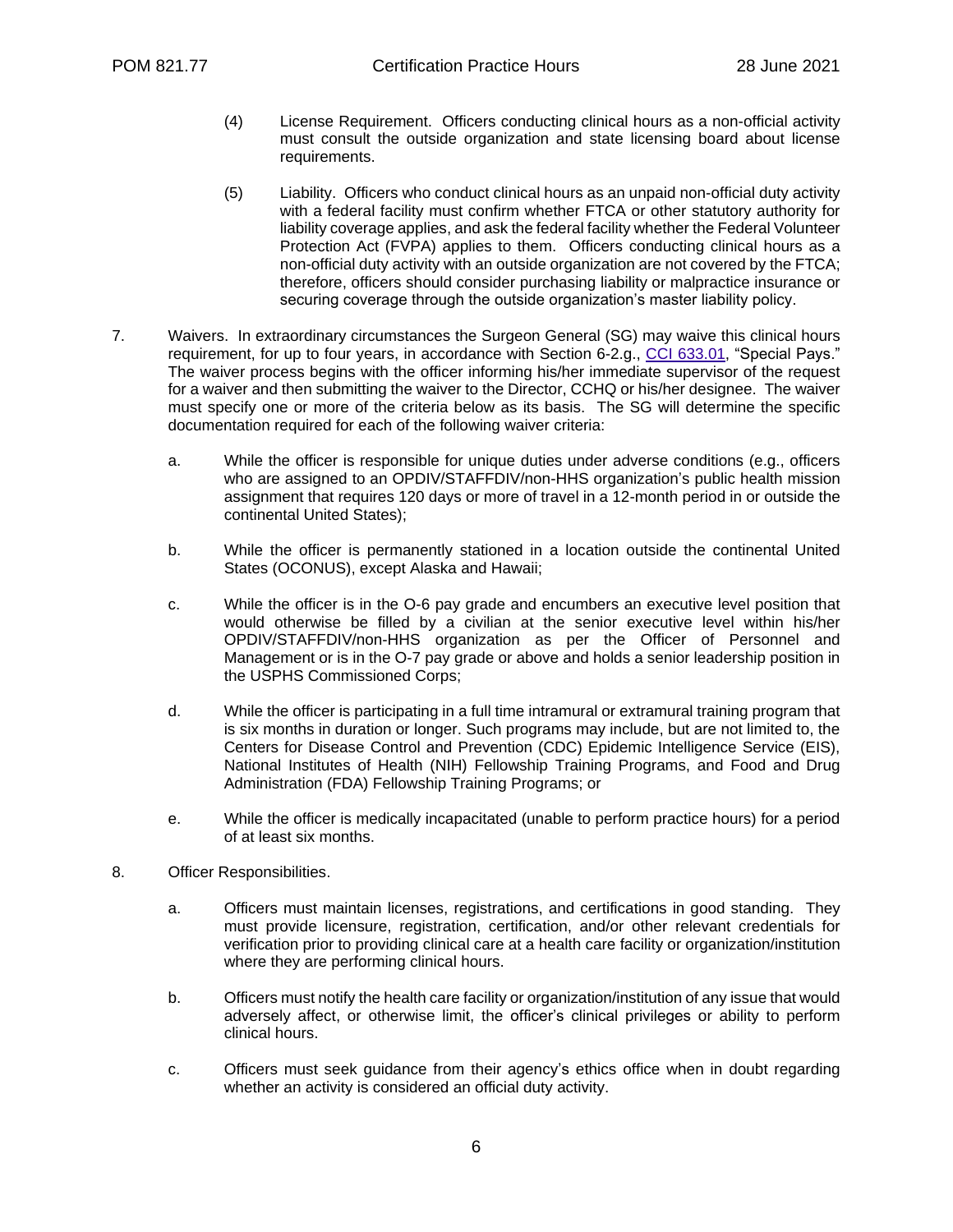(4) License Requirement. Officers conducting clinical hours as a non-official activity must consult the outside organization and state licensing board about license requirements.

(5) Liability. Officers who conduct clinical hours as an unpaid non-official duty activity with a federal facility must confirm whether FTCA or other statutory authority for liability coverage applies, and ask the federal facility whether the Federal Volunteer Protection Act (FVPA) applies to them. Officers conducting clinical hours as a non-official duty activity with an outside organization are not covered by the FTCA; therefore, officers should consider purchasing liability or malpractice insurance or securing coverage through the outside organization's master liability policy.

7. Waivers. In extraordinary circumstances the Surgeon General (SG) may waive this clinical hours requirement, for up to four years, in accordance with Section 6-2.g., CCI 633.01, "Special Pays." The waiver process begins with the officer informing his/her immediate supervisor of the request for a waiver and then submitting the waiver to the Director, CCHQ or his/her designee. The waiver must specify one or more of the criteria below as its basis. The SG will determine the specific documentation required for each of the following waiver criteria:

   a. While the officer is responsible for unique duties under adverse conditions (e.g., officers who are assigned to an OPDIV/STAFFDIV/non-HHS organization's public health mission assignment that requires 120 days or more of travel in a 12-month period in or outside the continental United States);

   b. While the officer is permanently stationed in a location outside the continental United States (OCONUS), except Alaska and Hawaii;

   c. While the officer is in the O-6 pay grade and encumbers an executive level position that would otherwise be filled by a civilian at the senior executive level within his/her OPDIV/STAFFDIV/non-HHS organization as per the Officer of Personnel and Management or is in the O-7 pay grade or above and holds a senior leadership position in the USPHS Commissioned Corps;

   d. While the officer is participating in a full time intramural or extramural training program that is six months in duration or longer. Such programs may include, but are not limited to, the Centers for Disease Control and Prevention (CDC) Epidemic Intelligence Service (EIS), National Institutes of Health (NIH) Fellowship Training Programs, and Food and Drug Administration (FDA) Fellowship Training Programs; or

   e. While the officer is medically incapacitated (unable to perform practice hours) for a period of at least six months.

8. Officer Responsibilities.

   a. Officers must maintain licenses, registrations, and certifications in good standing. They must provide licensure, registration, certification, and/or other relevant credentials for verification prior to providing clinical care at a health care facility or organization/institution where they are performing clinical hours.

   b. Officers must notify the health care facility or organization/institution of any issue that would adversely affect, or otherwise limit, the officer's clinical privileges or ability to perform clinical hours.

   c. Officers must seek guidance from their agency's ethics office when in doubt regarding whether an activity is considered an official duty activity.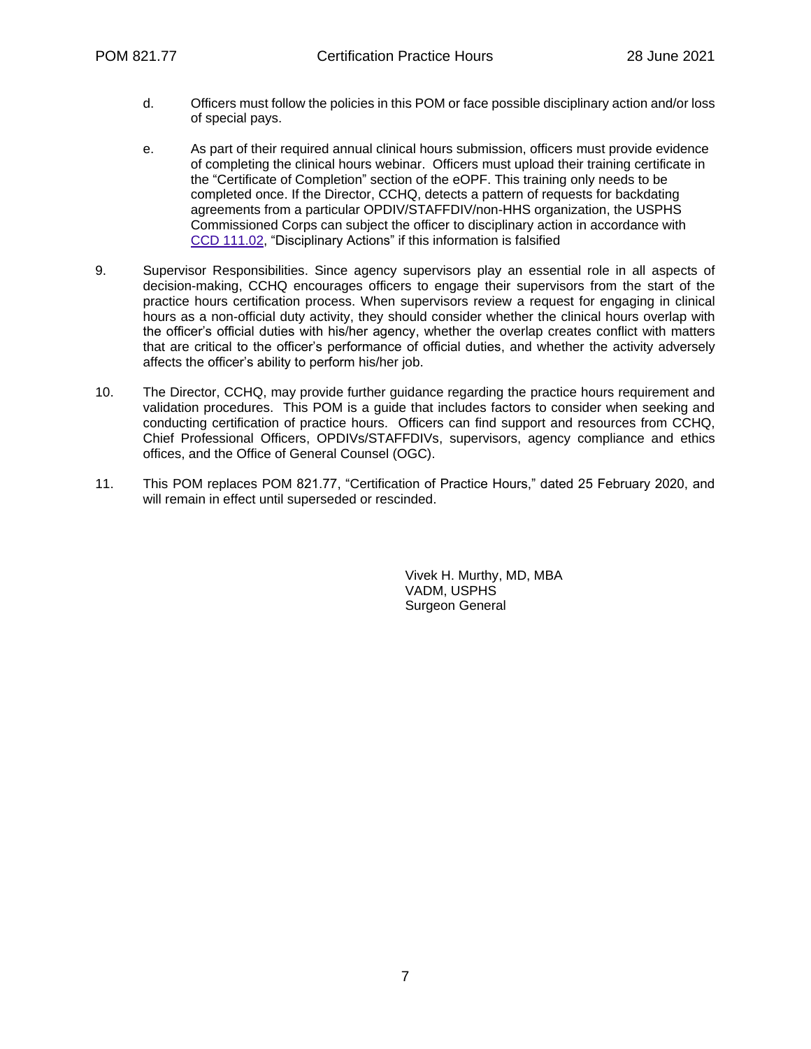d. Officers must follow the policies in this POM or face possible disciplinary action and/or loss of special pays.

e. As part of their required annual clinical hours submission, officers must provide evidence of completing the clinical hours webinar. Officers must upload their training certificate in the "Certificate of Completion" section of the eOPF. This training only needs to be completed once. If the Director, CCHQ, detects a pattern of requests for backdating agreements from a particular OPDIV/STAFFDIV/non-HHS organization, the USPHS Commissioned Corps can subject the officer to disciplinary action in accordance with CCD 111.02, "Disciplinary Actions" if this information is falsified

9. Supervisor Responsibilities. Since agency supervisors play an essential role in all aspects of decision-making, CCHQ encourages officers to engage their supervisors from the start of the practice hours certification process. When supervisors review a request for engaging in clinical hours as a non-official duty activity, they should consider whether the clinical hours overlap with the officer's official duties with his/her agency, whether the overlap creates conflict with matters that are critical to the officer's performance of official duties, and whether the activity adversely affects the officer's ability to perform his/her job.

10. The Director, CCHQ, may provide further guidance regarding the practice hours requirement and validation procedures. This POM is a guide that includes factors to consider when seeking and conducting certification of practice hours. Officers can find support and resources from CCHQ, Chief Professional Officers, OPDIVs/STAFFDIVs, supervisors, agency compliance and ethics offices, and the Office of General Counsel (OGC).

11. This POM replaces POM 821.77, "Certification of Practice Hours," dated 25 February 2020, and will remain in effect until superseded or rescinded.

Vivek H. Murthy, MD, MBA
VADM, USPHS
Surgeon General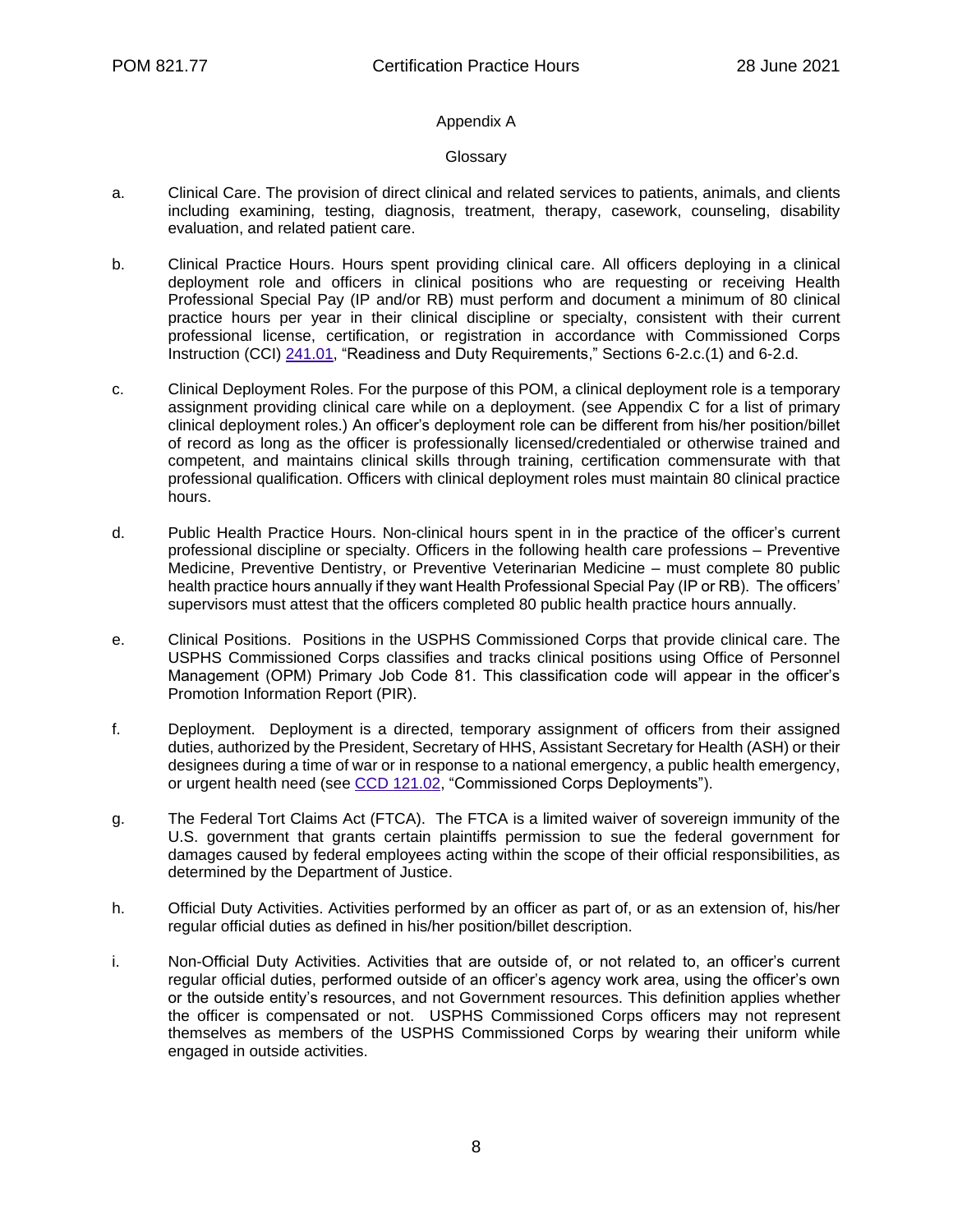## Appendix A

### Glossary

a. Clinical Care. The provision of direct clinical and related services to patients, animals, and clients including examining, testing, diagnosis, treatment, therapy, casework, counseling, disability evaluation, and related patient care.

b. Clinical Practice Hours. Hours spent providing clinical care. All officers deploying in a clinical deployment role and officers in clinical positions who are requesting or receiving Health Professional Special Pay (IP and/or RB) must perform and document a minimum of 80 clinical practice hours per year in their clinical discipline or specialty, consistent with their current professional license, certification, or registration in accordance with Commissioned Corps Instruction (CCI) 241.01, "Readiness and Duty Requirements," Sections 6-2.c.(1) and 6-2.d.

c. Clinical Deployment Roles. For the purpose of this POM, a clinical deployment role is a temporary assignment providing clinical care while on a deployment. (see Appendix C for a list of primary clinical deployment roles.) An officer's deployment role can be different from his/her position/billet of record as long as the officer is professionally licensed/credentialed or otherwise trained and competent, and maintains clinical skills through training, certification commensurate with that professional qualification. Officers with clinical deployment roles must maintain 80 clinical practice hours.

d. Public Health Practice Hours. Non-clinical hours spent in in the practice of the officer's current professional discipline or specialty. Officers in the following health care professions – Preventive Medicine, Preventive Dentistry, or Preventive Veterinarian Medicine – must complete 80 public health practice hours annually if they want Health Professional Special Pay (IP or RB). The officers' supervisors must attest that the officers completed 80 public health practice hours annually.

e. Clinical Positions. Positions in the USPHS Commissioned Corps that provide clinical care. The USPHS Commissioned Corps classifies and tracks clinical positions using Office of Personnel Management (OPM) Primary Job Code 81. This classification code will appear in the officer's Promotion Information Report (PIR).

f. Deployment. Deployment is a directed, temporary assignment of officers from their assigned duties, authorized by the President, Secretary of HHS, Assistant Secretary for Health (ASH) or their designees during a time of war or in response to a national emergency, a public health emergency, or urgent health need (see CCD 121.02, "Commissioned Corps Deployments").

g. The Federal Tort Claims Act (FTCA). The FTCA is a limited waiver of sovereign immunity of the U.S. government that grants certain plaintiffs permission to sue the federal government for damages caused by federal employees acting within the scope of their official responsibilities, as determined by the Department of Justice.

h. Official Duty Activities. Activities performed by an officer as part of, or as an extension of, his/her regular official duties as defined in his/her position/billet description.

i. Non-Official Duty Activities. Activities that are outside of, or not related to, an officer's current regular official duties, performed outside of an officer's agency work area, using the officer's own or the outside entity's resources, and not Government resources. This definition applies whether the officer is compensated or not. USPHS Commissioned Corps officers may not represent themselves as members of the USPHS Commissioned Corps by wearing their uniform while engaged in outside activities.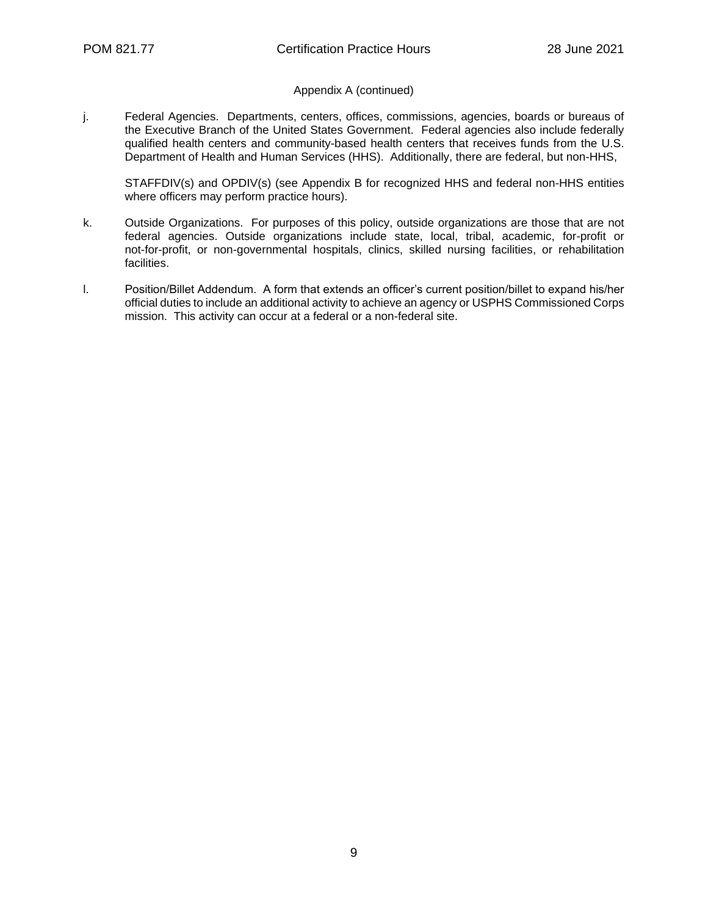Appendix A (continued)

j. Federal Agencies. Departments, centers, offices, commissions, agencies, boards or bureaus of the Executive Branch of the United States Government. Federal agencies also include federally qualified health centers and community-based health centers that receives funds from the U.S. Department of Health and Human Services (HHS). Additionally, there are federal, but non-HHS,

   STAFFDIV(s) and OPDIV(s) (see Appendix B for recognized HHS and federal non-HHS entities where officers may perform practice hours).

k. Outside Organizations. For purposes of this policy, outside organizations are those that are not federal agencies. Outside organizations include state, local, tribal, academic, for-profit or not-for-profit, or non-governmental hospitals, clinics, skilled nursing facilities, or rehabilitation facilities.

l. Position/Billet Addendum. A form that extends an officer's current position/billet to expand his/her official duties to include an additional activity to achieve an agency or USPHS Commissioned Corps mission. This activity can occur at a federal or a non-federal site.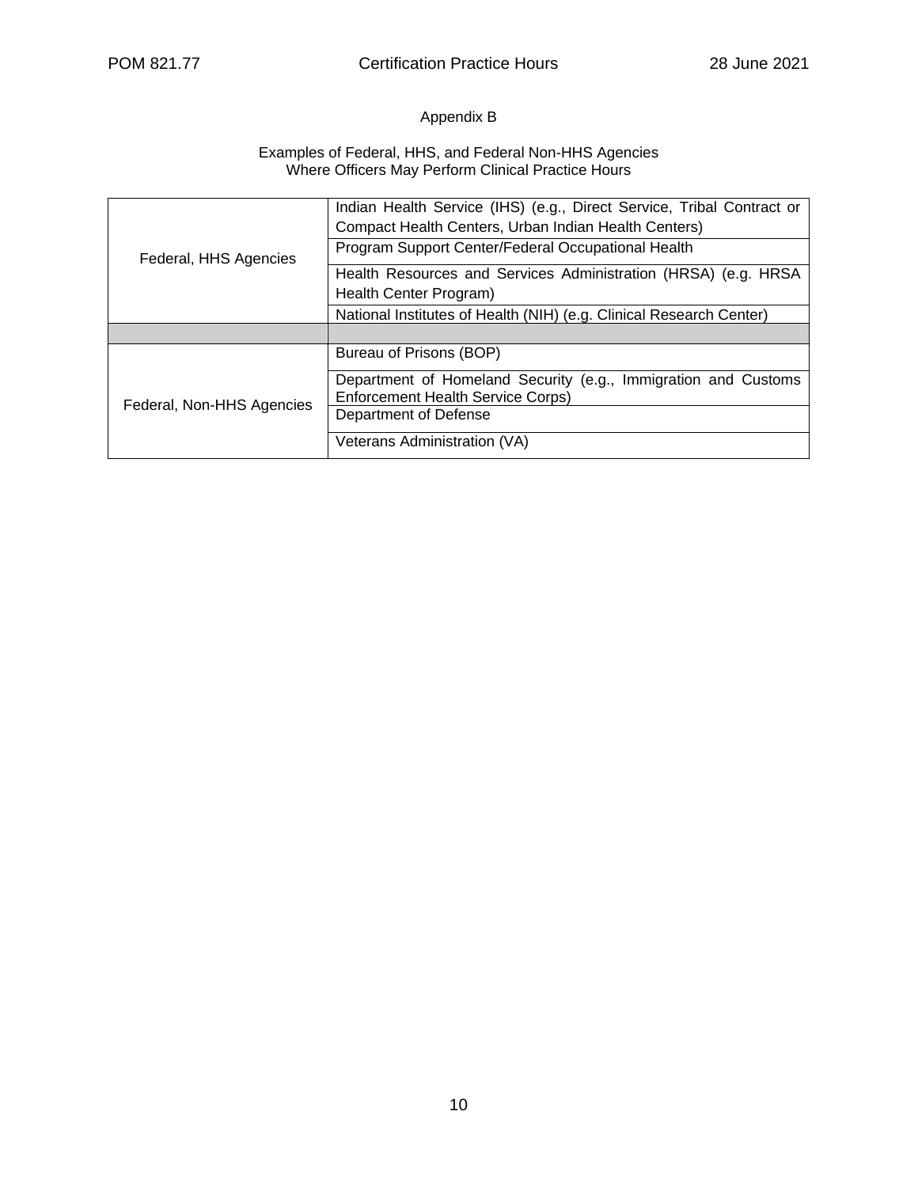## Appendix B

Examples of Federal, HHS, and Federal Non-HHS Agencies
Where Officers May Perform Clinical Practice Hours

| | |
|---|---|
| Federal, HHS Agencies | Indian Health Service (IHS) (e.g., Direct Service, Tribal Contract or Compact Health Centers, Urban Indian Health Centers) |
| | Program Support Center/Federal Occupational Health |
| | Health Resources and Services Administration (HRSA) (e.g. HRSA Health Center Program) |
| | National Institutes of Health (NIH) (e.g. Clinical Research Center) |
| | |
| Federal, Non-HHS Agencies | Bureau of Prisons (BOP) |
| | Department of Homeland Security (e.g., Immigration and Customs Enforcement Health Service Corps) |
| | Department of Defense |
| | Veterans Administration (VA) |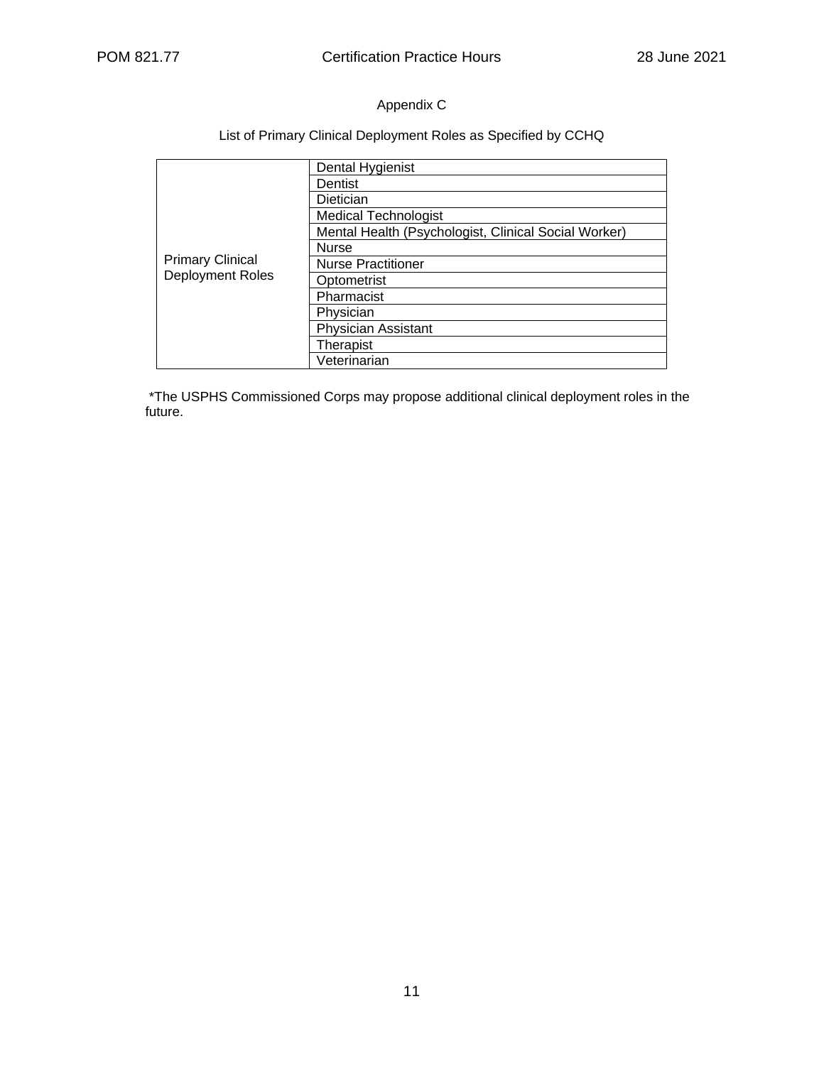Appendix C

List of Primary Clinical Deployment Roles as Specified by CCHQ

| Primary Clinical Deployment Roles | |
|---|---|
| | Dental Hygienist |
| | Dentist |
| | Dietician |
| | Medical Technologist |
| | Mental Health (Psychologist, Clinical Social Worker) |
| | Nurse |
| | Nurse Practitioner |
| | Optometrist |
| | Pharmacist |
| | Physician |
| | Physician Assistant |
| | Therapist |
| | Veterinarian |

*The USPHS Commissioned Corps may propose additional clinical deployment roles in the future.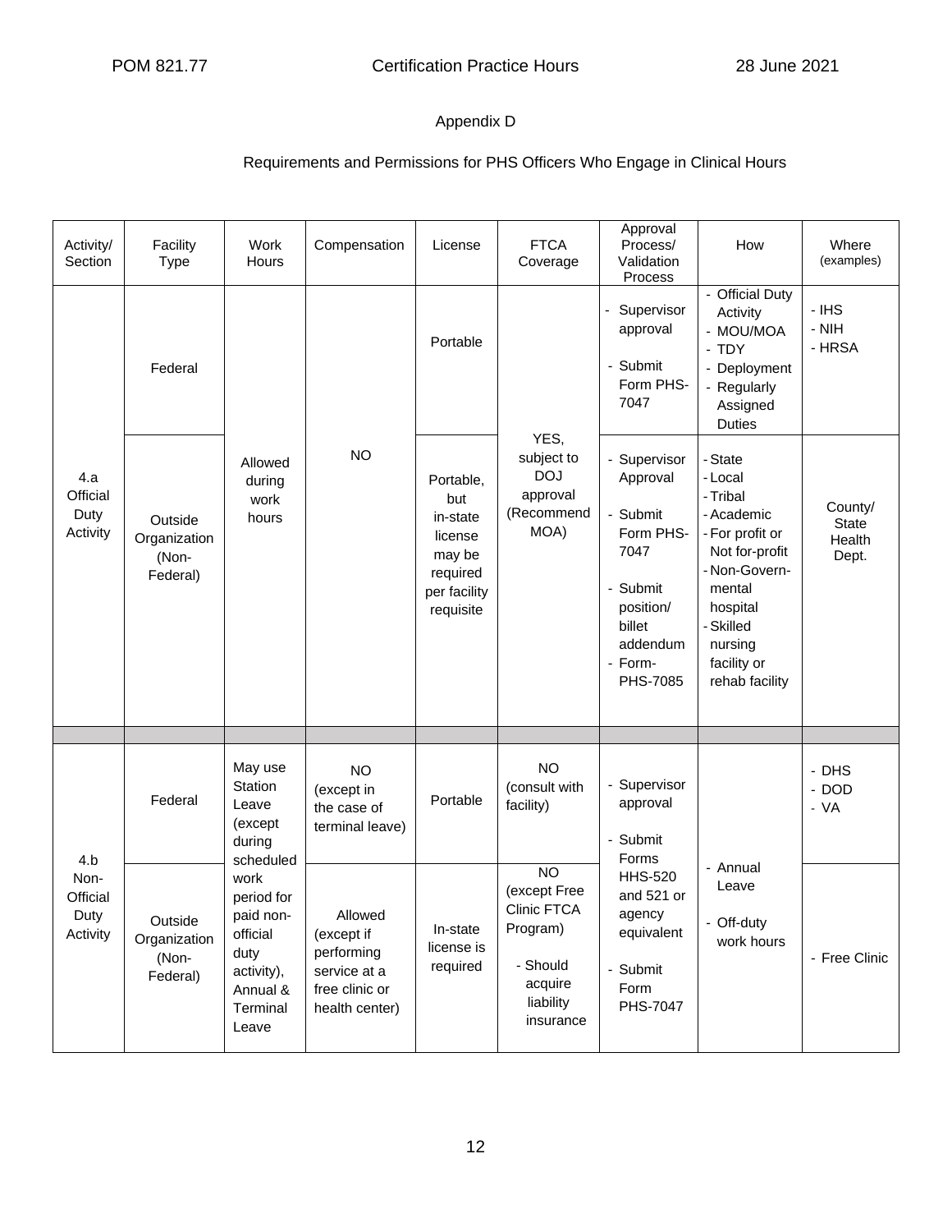Appendix D

Requirements and Permissions for PHS Officers Who Engage in Clinical Hours

| Activity/ Section | Facility Type | Work Hours | Compensation | License | FTCA Coverage | Approval Process/ Validation Process | How | Where (examples) |
|---|---|---|---|---|---|---|---|---|
| 4.a Official Duty Activity | Federal | Allowed during work hours | NO | Portable | YES, subject to DOJ approval (Recommend MOA) | - Supervisor approval<br>- Submit Form PHS-7047 | - Official Duty Activity<br>- MOU/MOA<br>- TDY<br>- Deployment<br>- Regularly Assigned Duties | - IHS<br>- NIH<br>- HRSA |
| | Outside Organization (Non-Federal) | | | Portable, but in-state license may be required per facility requisite | | - Supervisor Approval<br>- Submit Form PHS-7047<br>- Submit position/ billet addendum<br>- Form-PHS-7085 | - State<br>- Local<br>- Tribal<br>- Academic<br>- For profit or Not for-profit<br>- Non-Governmental hospital<br>- Skilled nursing facility or rehab facility | County/ State Health Dept. |
| 4.b Non-Official Duty Activity | Federal | May use Station Leave (except during scheduled work period for paid non-official duty activity), Annual & Terminal Leave | NO (except in the case of terminal leave) | Portable | NO (consult with facility) | - Supervisor approval<br>- Submit Forms HHS-520 and 521 or agency equivalent<br>- Submit Form PHS-7047 | - Annual Leave<br>- Off-duty work hours | - DHS<br>- DOD<br>- VA |
| | Outside Organization (Non-Federal) | | Allowed (except if performing service at a free clinic or health center) | In-state license is required | NO (except Free Clinic FTCA Program)<br>- Should acquire liability insurance | | | - Free Clinic |